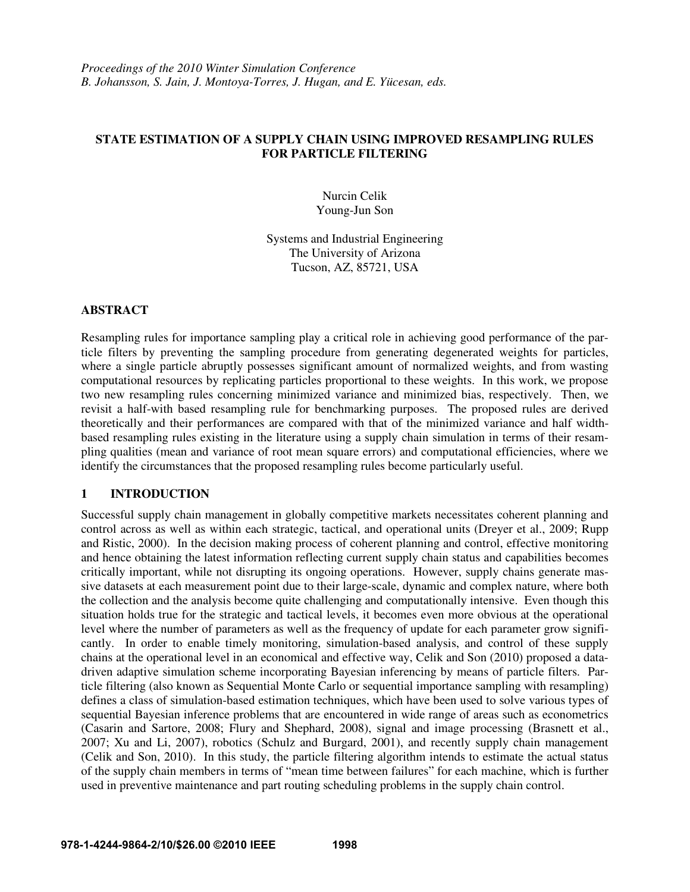*Proceedings of the 2010 Winter Simulation Conference*
*B. Johansson, S. Jain, J. Montoya-Torres, J. Hugan, and E. Yücesan, eds.*

# STATE ESTIMATION OF A SUPPLY CHAIN USING IMPROVED RESAMPLING RULES FOR PARTICLE FILTERING

Nurcin Celik
Young-Jun Son

Systems and Industrial Engineering
The University of Arizona
Tucson, AZ, 85721, USA

## ABSTRACT

Resampling rules for importance sampling play a critical role in achieving good performance of the particle filters by preventing the sampling procedure from generating degenerated weights for particles, where a single particle abruptly possesses significant amount of normalized weights, and from wasting computational resources by replicating particles proportional to these weights. In this work, we propose two new resampling rules concerning minimized variance and minimized bias, respectively. Then, we revisit a half-with based resampling rule for benchmarking purposes. The proposed rules are derived theoretically and their performances are compared with that of the minimized variance and half width-based resampling rules existing in the literature using a supply chain simulation in terms of their resampling qualities (mean and variance of root mean square errors) and computational efficiencies, where we identify the circumstances that the proposed resampling rules become particularly useful.

## 1 INTRODUCTION

Successful supply chain management in globally competitive markets necessitates coherent planning and control across as well as within each strategic, tactical, and operational units (Dreyer et al., 2009; Rupp and Ristic, 2000). In the decision making process of coherent planning and control, effective monitoring and hence obtaining the latest information reflecting current supply chain status and capabilities becomes critically important, while not disrupting its ongoing operations. However, supply chains generate massive datasets at each measurement point due to their large-scale, dynamic and complex nature, where both the collection and the analysis become quite challenging and computationally intensive. Even though this situation holds true for the strategic and tactical levels, it becomes even more obvious at the operational level where the number of parameters as well as the frequency of update for each parameter grow significantly. In order to enable timely monitoring, simulation-based analysis, and control of these supply chains at the operational level in an economical and effective way, Celik and Son (2010) proposed a data-driven adaptive simulation scheme incorporating Bayesian inferencing by means of particle filters. Particle filtering (also known as Sequential Monte Carlo or sequential importance sampling with resampling) defines a class of simulation-based estimation techniques, which have been used to solve various types of sequential Bayesian inference problems that are encountered in wide range of areas such as econometrics (Casarin and Sartore, 2008; Flury and Shephard, 2008), signal and image processing (Brasnett et al., 2007; Xu and Li, 2007), robotics (Schulz and Burgard, 2001), and recently supply chain management (Celik and Son, 2010). In this study, the particle filtering algorithm intends to estimate the actual status of the supply chain members in terms of "mean time between failures" for each machine, which is further used in preventive maintenance and part routing scheduling problems in the supply chain control.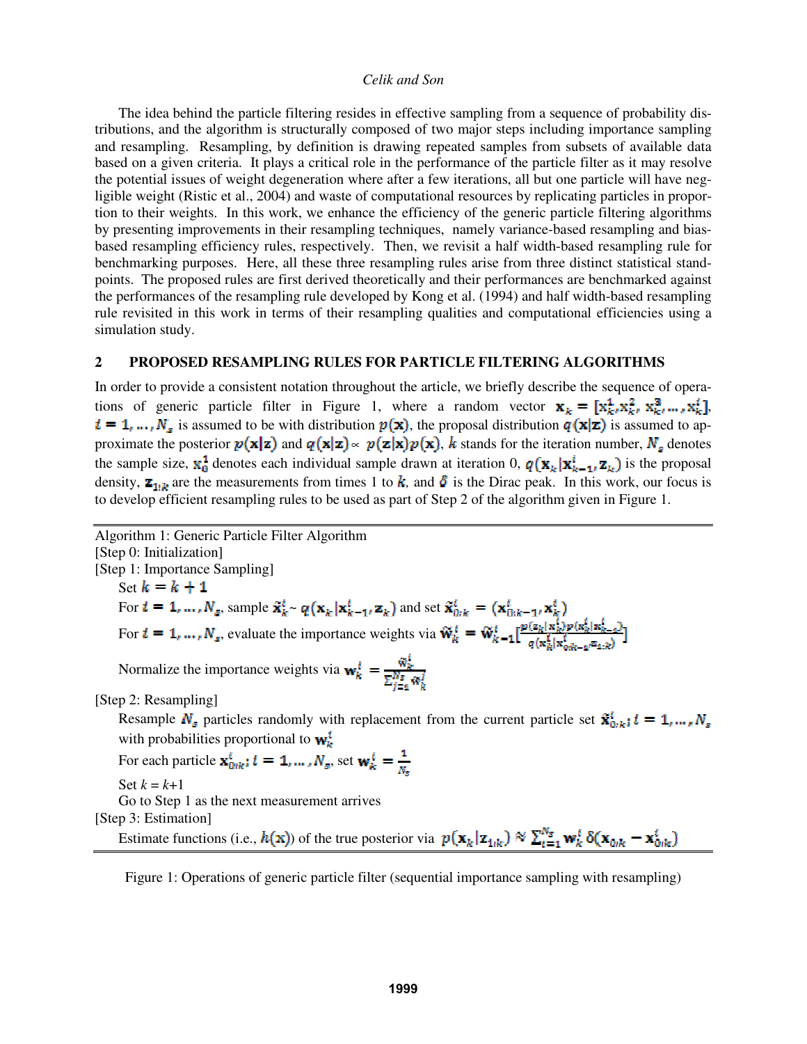The idea behind the particle filtering resides in effective sampling from a sequence of probability distributions, and the algorithm is structurally composed of two major steps including importance sampling and resampling. Resampling, by definition is drawing repeated samples from subsets of available data based on a given criteria. It plays a critical role in the performance of the particle filter as it may resolve the potential issues of weight degeneration where after a few iterations, all but one particle will have negligible weight (Ristic et al., 2004) and waste of computational resources by replicating particles in proportion to their weights. In this work, we enhance the efficiency of the generic particle filtering algorithms by presenting improvements in their resampling techniques, namely variance-based resampling and bias-based resampling efficiency rules, respectively. Then, we revisit a half width-based resampling rule for benchmarking purposes. Here, all these three resampling rules arise from three distinct statistical standpoints. The proposed rules are first derived theoretically and their performances are benchmarked against the performances of the resampling rule developed by Kong et al. (1994) and half width-based resampling rule revisited in this work in terms of their resampling qualities and computational efficiencies using a simulation study.

## 2 PROPOSED RESAMPLING RULES FOR PARTICLE FILTERING ALGORITHMS

In order to provide a consistent notation throughout the article, we briefly describe the sequence of operations of generic particle filter in Figure 1, where a random vector $\mathbf{x}_k = [\mathrm{x}_k^1, \mathrm{x}_k^2, \mathrm{x}_k^3, \dots, \mathrm{x}_k^i]$, $i = 1, \dots, N_s$ is assumed to be with distribution $p(\mathbf{x})$, the proposal distribution $q(\mathbf{x}|\mathbf{z})$ is assumed to approximate the posterior $p(\mathbf{x}|\mathbf{z})$ and $q(\mathbf{x}|\mathbf{z}) \propto p(\mathbf{z}|\mathbf{x})p(\mathbf{x})$, $k$ stands for the iteration number, $N_s$ denotes the sample size, $\mathbf{x}_0^1$ denotes each individual sample drawn at iteration 0, $q(\mathbf{x}_k|\mathbf{x}_{k-1}^i, \mathbf{z}_k)$ is the proposal density, $\mathbf{z}_{1:k}$ are the measurements from times 1 to $k$, and $\delta$ is the Dirac peak. In this work, our focus is to develop efficient resampling rules to be used as part of Step 2 of the algorithm given in Figure 1.

---

Algorithm 1: Generic Particle Filter Algorithm

[Step 0: Initialization]

[Step 1: Importance Sampling]

Set $k = k + 1$

For $i = 1, \dots, N_s$, sample $\tilde{\mathbf{x}}_k^i \sim q(\mathbf{x}_k|\mathbf{x}_{k-1}^i, \mathbf{z}_k)$ and set $\tilde{\mathbf{x}}_{0:k}^i = (\mathbf{x}_{0:k-1}^i, \mathbf{x}_k^i)$

For $i = 1, \dots, N_s$, evaluate the importance weights via $\tilde{\mathbf{w}}_k^i = \tilde{\mathbf{w}}_{k-1}^i \left[\frac{p(\mathbf{z}_k|\mathbf{x}_k^i)p(\mathbf{x}_k^i|\mathbf{x}_{k-1}^i)}{q(\mathbf{x}_k^i|\mathbf{x}_{0:k-1}^i, \mathbf{z}_{1:k})}\right]$

Normalize the importance weights via $\mathbf{w}_k^i = \frac{\tilde{\mathbf{w}}_k^i}{\sum_{j=1}^{N_s} \tilde{\mathbf{w}}_k^j}$

[Step 2: Resampling]

Resample $N_s$ particles randomly with replacement from the current particle set $\tilde{\mathbf{x}}_{0:k}^i; i = 1, \dots, N_s$ with probabilities proportional to $\mathbf{w}_k^i$

For each particle $\mathbf{x}_{0:k}^i; i = 1, \dots, N_s$, set $\mathbf{w}_k^i = \frac{1}{N_s}$

Set $k = k+1$

Go to Step 1 as the next measurement arrives

[Step 3: Estimation]

Estimate functions (i.e., $h(\mathbf{x})$) of the true posterior via $p(\mathbf{x}_k|\mathbf{z}_{1:k}) \approx \sum_{i=1}^{N_s} \mathbf{w}_k^i \delta(\mathbf{x}_{0:k} - \mathbf{x}_{0:k}^i)$

---

Figure 1: Operations of generic particle filter (sequential importance sampling with resampling)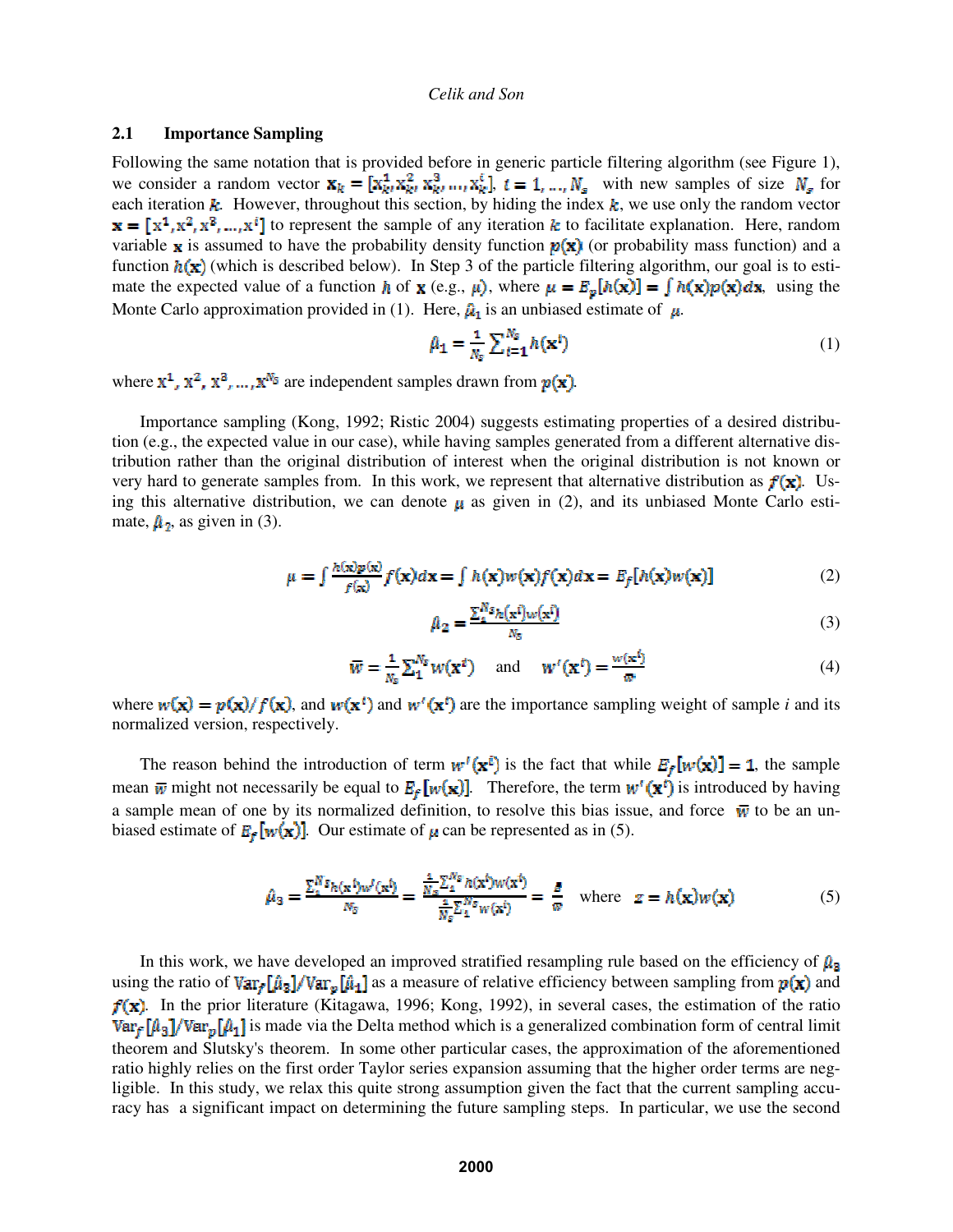## 2.1 Importance Sampling

Following the same notation that is provided before in generic particle filtering algorithm (see Figure 1), we consider a random vector $\mathbf{x}_k = [\mathrm{x}_k^1, \mathrm{x}_k^2, \mathrm{x}_k^3, \ldots, \mathrm{x}_k^i]$, $i = 1, \ldots, N_s$ with new samples of size $N_s$ for each iteration $k$. However, throughout this section, by hiding the index $k$, we use only the random vector $\mathbf{x} = [\mathrm{x}^1, \mathrm{x}^2, \mathrm{x}^3, \ldots, \mathrm{x}^i]$ to represent the sample of any iteration $k$ to facilitate explanation. Here, random variable $\mathbf{x}$ is assumed to have the probability density function $p(\mathbf{x})$ (or probability mass function) and a function $h(\mathbf{x})$ (which is described below). In Step 3 of the particle filtering algorithm, our goal is to estimate the expected value of a function $h$ of $\mathbf{x}$ (e.g., $\mu$), where $\mu = E_p[h(\mathbf{x})] = \int h(\mathbf{x})p(\mathbf{x})d\mathbf{x}$, using the Monte Carlo approximation provided in (1). Here, $\hat{\mu}_1$ is an unbiased estimate of $\mu$.

$$\hat{\mu}_1 = \frac{1}{N_s}\sum_{i=1}^{N_s} h(\mathbf{x}^i) \tag{1}$$

where $\mathrm{x}^1, \mathrm{x}^2, \mathrm{x}^3, \ldots, \mathrm{x}^{N_s}$ are independent samples drawn from $p(\mathbf{x})$.

Importance sampling (Kong, 1992; Ristic 2004) suggests estimating properties of a desired distribution (e.g., the expected value in our case), while having samples generated from a different alternative distribution rather than the original distribution of interest when the original distribution is not known or very hard to generate samples from. In this work, we represent that alternative distribution as $f(\mathbf{x})$. Using this alternative distribution, we can denote $\mu$ as given in (2), and its unbiased Monte Carlo estimate, $\hat{\mu}_2$, as given in (3).

$$\mu = \int \frac{h(\mathbf{x})p(\mathbf{x})}{f(\mathbf{x})} f(\mathbf{x})d\mathbf{x} = \int h(\mathbf{x})w(\mathbf{x})f(\mathbf{x})d\mathbf{x} = E_f[h(\mathbf{x})w(\mathbf{x})] \tag{2}$$

$$\hat{\mu}_2 = \frac{\sum_1^{N_s} h(\mathbf{x}^i)w(\mathbf{x}^i)}{N_s} \tag{3}$$

$$\bar{w} = \frac{1}{N_s}\sum_1^{N_s} w(\mathbf{x}^i) \quad \text{and} \quad w'(\mathbf{x}^i) = \frac{w(\mathbf{x}^i)}{\bar{w}} \tag{4}$$

where $w(\mathbf{x}) = p(\mathbf{x})/f(\mathbf{x})$, and $w(\mathbf{x}^i)$ and $w'(\mathbf{x}^i)$ are the importance sampling weight of sample *i* and its normalized version, respectively.

The reason behind the introduction of term $w'(\mathbf{x}^i)$ is the fact that while $E_f[w(\mathbf{x})] = 1$, the sample mean $\bar{w}$ might not necessarily be equal to $E_f[w(\mathbf{x})]$. Therefore, the term $w'(\mathbf{x}^i)$ is introduced by having a sample mean of one by its normalized definition, to resolve this bias issue, and force $\bar{w}$ to be an unbiased estimate of $E_f[w(\mathbf{x})]$. Our estimate of $\mu$ can be represented as in (5).

$$\hat{\mu}_3 = \frac{\sum_1^{N_s} h(\mathbf{x}^i)w'(\mathbf{x}^i)}{N_s} = \frac{\frac{1}{N_s}\sum_1^{N_s} h(\mathbf{x}^i)w(\mathbf{x}^i)}{\frac{1}{N_s}\sum_1^{N_s} w(\mathbf{x}^i)} = \frac{\bar{z}}{\bar{w}} \quad \text{where} \quad z = h(\mathbf{x})w(\mathbf{x}) \tag{5}$$

In this work, we have developed an improved stratified resampling rule based on the efficiency of $\hat{\mu}_3$ using the ratio of $\mathrm{Var}_f[\hat{\mu}_3]/\mathrm{Var}_p[\hat{\mu}_1]$ as a measure of relative efficiency between sampling from $p(\mathbf{x})$ and $f(\mathbf{x})$. In the prior literature (Kitagawa, 1996; Kong, 1992), in several cases, the estimation of the ratio $\mathrm{Var}_f[\hat{\mu}_3]/\mathrm{Var}_p[\hat{\mu}_1]$ is made via the Delta method which is a generalized combination form of central limit theorem and Slutsky's theorem. In some other particular cases, the approximation of the aforementioned ratio highly relies on the first order Taylor series expansion assuming that the higher order terms are negligible. In this study, we relax this quite strong assumption given the fact that the current sampling accuracy has a significant impact on determining the future sampling steps. In particular, we use the second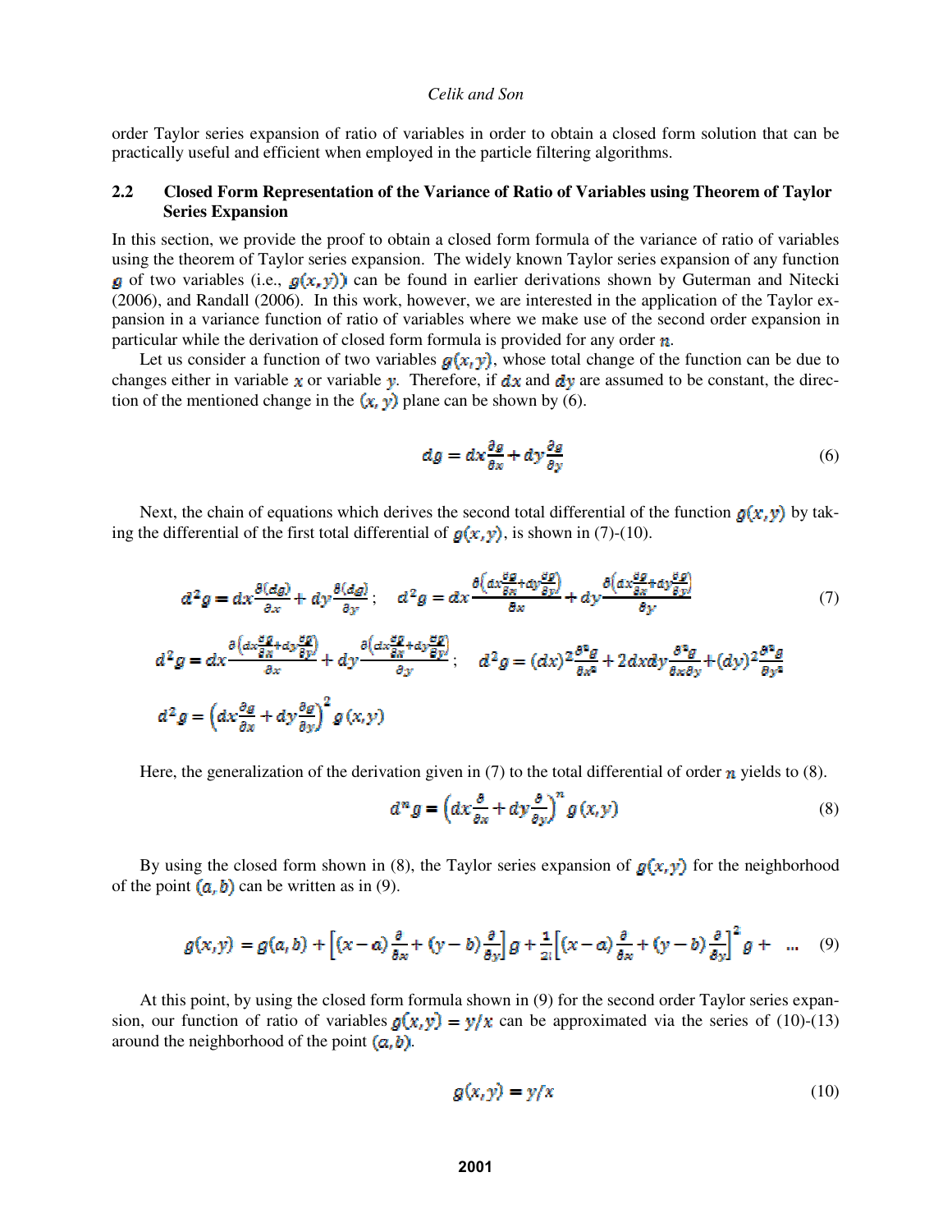order Taylor series expansion of ratio of variables in order to obtain a closed form solution that can be practically useful and efficient when employed in the particle filtering algorithms.

## 2.2 Closed Form Representation of the Variance of Ratio of Variables using Theorem of Taylor Series Expansion

In this section, we provide the proof to obtain a closed form formula of the variance of ratio of variables using the theorem of Taylor series expansion. The widely known Taylor series expansion of any function $g$ of two variables (i.e., $g(x,y)$) can be found in earlier derivations shown by Guterman and Nitecki (2006), and Randall (2006). In this work, however, we are interested in the application of the Taylor expansion in a variance function of ratio of variables where we make use of the second order expansion in particular while the derivation of closed form formula is provided for any order $n$.

Let us consider a function of two variables $g(x,y)$, whose total change of the function can be due to changes either in variable $x$ or variable $y$. Therefore, if $dx$ and $dy$ are assumed to be constant, the direction of the mentioned change in the $(x,y)$ plane can be shown by (6).

$$dg = dx\frac{\partial g}{\partial x} + dy\frac{\partial g}{\partial y} \tag{6}$$

Next, the chain of equations which derives the second total differential of the function $g(x,y)$ by taking the differential of the first total differential of $g(x,y)$, is shown in (7)-(10).

$$d^2g = dx\frac{\partial(dg)}{\partial x} + dy\frac{\partial(dg)}{\partial y}; \quad d^2g = dx\frac{\partial\left(dx\frac{\partial g}{\partial x}+dy\frac{\partial g}{\partial y}\right)}{\partial x} + dy\frac{\partial\left(dx\frac{\partial g}{\partial x}+dy\frac{\partial g}{\partial y}\right)}{\partial y} \tag{7}$$

$$d^2g = dx\frac{\partial\left(dx\frac{\partial g}{\partial x}+dy\frac{\partial g}{\partial y}\right)}{\partial x} + dy\frac{\partial\left(dx\frac{\partial g}{\partial x}+dy\frac{\partial g}{\partial y}\right)}{\partial y}; \quad d^2g = (dx)^2\frac{\partial^2 g}{\partial x^2} + 2dxdy\frac{\partial^2 g}{\partial x\partial y} + (dy)^2\frac{\partial^2 g}{\partial y^2}$$

$$d^2g = \left(dx\frac{\partial g}{\partial x} + dy\frac{\partial g}{\partial y}\right)^2 g(x,y)$$

Here, the generalization of the derivation given in (7) to the total differential of order $n$ yields to (8).

$$d^n g = \left(dx\frac{\partial}{\partial x} + dy\frac{\partial}{\partial y}\right)^n g(x,y) \tag{8}$$

By using the closed form shown in (8), the Taylor series expansion of $g(x,y)$ for the neighborhood of the point $(a,b)$ can be written as in (9).

$$g(x,y) = g(a,b) + \left[(x-a)\frac{\partial}{\partial x} + (y-b)\frac{\partial}{\partial y}\right]g + \frac{1}{2!}\left[(x-a)\frac{\partial}{\partial x} + (y-b)\frac{\partial}{\partial y}\right]^2 g + \ \ldots \tag{9}$$

At this point, by using the closed form formula shown in (9) for the second order Taylor series expansion, our function of ratio of variables $g(x,y) = y/x$ can be approximated via the series of (10)-(13) around the neighborhood of the point $(a,b)$.

$$g(x,y) = y/x \tag{10}$$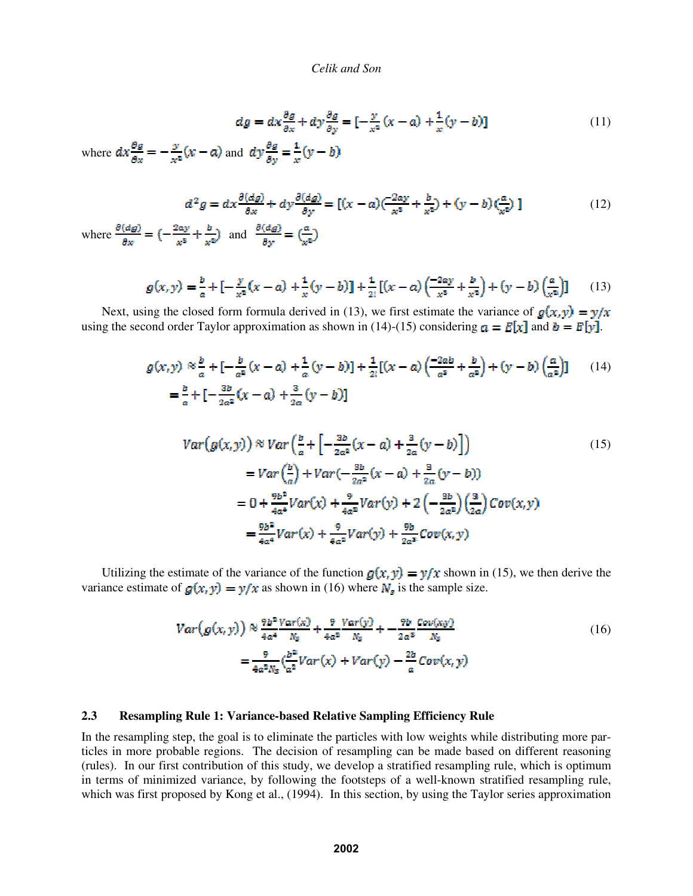$$dg = dx\frac{\partial g}{\partial x} + dy\frac{\partial g}{\partial y} = [-\frac{y}{x^2}(x-a) + \frac{1}{x}(y-b)] \tag{11}$$

where $dx\frac{\partial g}{\partial x} = -\frac{y}{x^2}(x-a)$ and $dy\frac{\partial g}{\partial y} = \frac{1}{x}(y-b)$

$$d^2g = dx\frac{\partial(dg)}{\partial x} + dy\frac{\partial(dg)}{\partial y} = [(x-a)(\frac{-2ay}{x^3} + \frac{b}{x^2}) + (y-b)(\frac{a}{x^2})\ ] \tag{12}$$

where $\frac{\partial(dg)}{\partial x} = (-\frac{2ay}{x^3} + \frac{b}{x^2})$ and $\frac{\partial(dg)}{\partial y} = (\frac{a}{x^2})$

$$g(x,y) = \frac{b}{a} + [-\frac{y}{x^2}(x-a) + \frac{1}{x}(y-b)] + \frac{1}{2!}[(x-a)\left(\frac{-2ay}{x^3} + \frac{b}{x^2}\right) + (y-b)\left(\frac{a}{x^2}\right)] \tag{13}$$

Next, using the closed form formula derived in (13), we first estimate the variance of $g(x,y) = y/x$ using the second order Taylor approximation as shown in (14)-(15) considering $a = E[x]$ and $b = E[y]$.

$$\begin{aligned} g(x,y) &\approx \frac{b}{a} + [-\frac{b}{a^2}(x-a) + \frac{1}{a}(y-b)] + \frac{1}{2!}[(x-a)\left(\frac{-2ab}{a^3} + \frac{b}{a^2}\right) + (y-b)\left(\frac{a}{a^2}\right)] \\ &= \frac{b}{a} + [-\frac{3b}{2a^2}(x-a) + \frac{3}{2a}(y-b)] \end{aligned} \tag{14}$$

$$\begin{aligned} Var(g(x,y)) &\approx Var\left(\frac{b}{a} + \left[-\frac{3b}{2a^2}(x-a) + \frac{3}{2a}(y-b)\right]\right) \\ &= Var\left(\frac{b}{a}\right) + Var(-\frac{3b}{2a^2}(x-a) + \frac{3}{2a}(y-b)) \\ &= 0 + \frac{9b^2}{4a^4}Var(x) + \frac{9}{4a^2}Var(y) + 2\left(-\frac{3b}{2a^2}\right)\left(\frac{3}{2a}\right)Cov(x,y) \\ &= \frac{9b^2}{4a^4}Var(x) + \frac{9}{4a^2}Var(y) + \frac{9b}{2a^3}Cov(x,y) \end{aligned} \tag{15}$$

Utilizing the estimate of the variance of the function $g(x,y) = y/x$ shown in (15), we then derive the variance estimate of $g(x,y) = y/x$ as shown in (16) where $N_s$ is the sample size.

$$\begin{aligned} Var(g(x,y)) &\approx \frac{9b^2}{4a^4}\frac{Var(x)}{N_s} + \frac{9}{4a^2}\frac{Var(y)}{N_s} + -\frac{9b}{2a^3}\frac{Cov(x,y)}{N_s} \\ &= \frac{9}{4a^2N_s}(\frac{b^2}{a^2}Var(x) + Var(y) - \frac{2b}{a}Cov(x,y) \end{aligned} \tag{16}$$

### 2.3 Resampling Rule 1: Variance-based Relative Sampling Efficiency Rule

In the resampling step, the goal is to eliminate the particles with low weights while distributing more particles in more probable regions. The decision of resampling can be made based on different reasoning (rules). In our first contribution of this study, we develop a stratified resampling rule, which is optimum in terms of minimized variance, by following the footsteps of a well-known stratified resampling rule, which was first proposed by Kong et al., (1994). In this section, by using the Taylor series approximation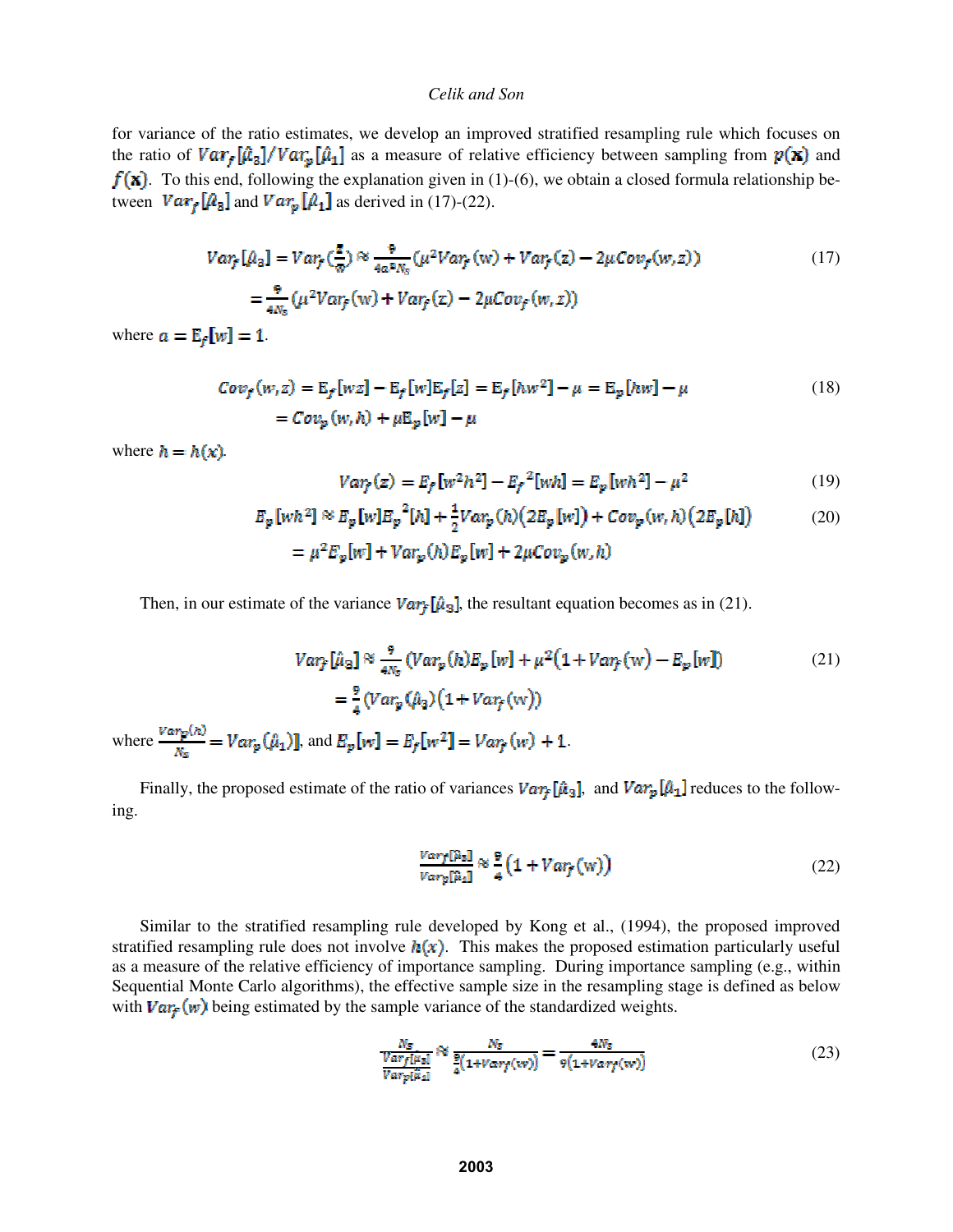for variance of the ratio estimates, we develop an improved stratified resampling rule which focuses on the ratio of $Var_f[\hat{\mu}_3]/Var_p[\hat{\mu}_1]$ as a measure of relative efficiency between sampling from $p(\mathbf{x})$ and $f(\mathbf{x})$. To this end, following the explanation given in (1)-(6), we obtain a closed formula relationship between $Var_f[\hat{\mu}_3]$ and $Var_p[\hat{\mu}_1]$ as derived in (17)-(22).

$$Var_f[\hat{\mu}_3] = Var_f\left(\frac{z}{w}\right) \approx \frac{9}{4a^2 N_s}\left(\mu^2 Var_f(w) + Var_f(z) - 2\mu Cov_f(w,z)\right) \tag{17}$$

$$= \frac{9}{4N_s}\left(\mu^2 Var_f(w) + Var_f(z) - 2\mu Cov_f(w,z)\right)$$

where $a = \mathrm{E}_f[w] = 1$.

$$Cov_f(w,z) = \mathrm{E}_f[wz] - \mathrm{E}_f[w]\mathrm{E}_f[z] = \mathrm{E}_f[hw^2] - \mu = \mathrm{E}_p[hw] - \mu \tag{18}$$

$$= Cov_p(w,h) + \mu\mathrm{E}_p[w] - \mu$$

where $h = h(x)$.

$$Var_f(z) = E_f[w^2h^2] - E_f^{\,2}[wh] = E_p[wh^2] - \mu^2 \tag{19}$$

$$E_p[wh^2] \approx E_p[w]E_p^{\,2}[h] + \frac{1}{2}Var_p(h)\left(2E_p[w]\right) + Cov_p(w,h)\left(2E_p[h]\right) \tag{20}$$

$$= \mu^2 E_p[w] + Var_p(h)E_p[w] + 2\mu Cov_p(w,h)$$

Then, in our estimate of the variance $Var_f[\hat{\mu}_3]$, the resultant equation becomes as in (21).

$$Var_f[\hat{\mu}_3] \approx \frac{9}{4N_s}\left(Var_p(h)E_p[w] + \mu^2\left(1 + Var_f(w)\right) - E_p[w]\right) \tag{21}$$

$$= \frac{9}{4}\left(Var_p(\hat{\mu}_1)\right)\left(1 + Var_f(w)\right)$$

where $\frac{Var_p(h)}{N_s} = Var_p(\hat{\mu}_1)]$, and $E_p[w] = E_f[w^2] = Var_f(w) + 1$.

Finally, the proposed estimate of the ratio of variances $Var_f[\hat{\mu}_3]$, and $Var_p[\hat{\mu}_1]$ reduces to the following.

$$\frac{Var_f[\hat{\mu}_3]}{Var_p[\hat{\mu}_1]} \approx \frac{9}{4}\left(1 + Var_f(w)\right) \tag{22}$$

Similar to the stratified resampling rule developed by Kong et al., (1994), the proposed improved stratified resampling rule does not involve $h(x)$. This makes the proposed estimation particularly useful as a measure of the relative efficiency of importance sampling. During importance sampling (e.g., within Sequential Monte Carlo algorithms), the effective sample size in the resampling stage is defined as below with $Var_f(w)$ being estimated by the sample variance of the standardized weights.

$$\frac{N_s}{\frac{Var_f[\hat{\mu}_3]}{Var_p[\hat{\mu}_1]}} \approx \frac{N_s}{\frac{9}{4}\left(1 + Var_f(w)\right)} = \frac{4N_s}{9\left(1 + Var_f(w)\right)} \tag{23}$$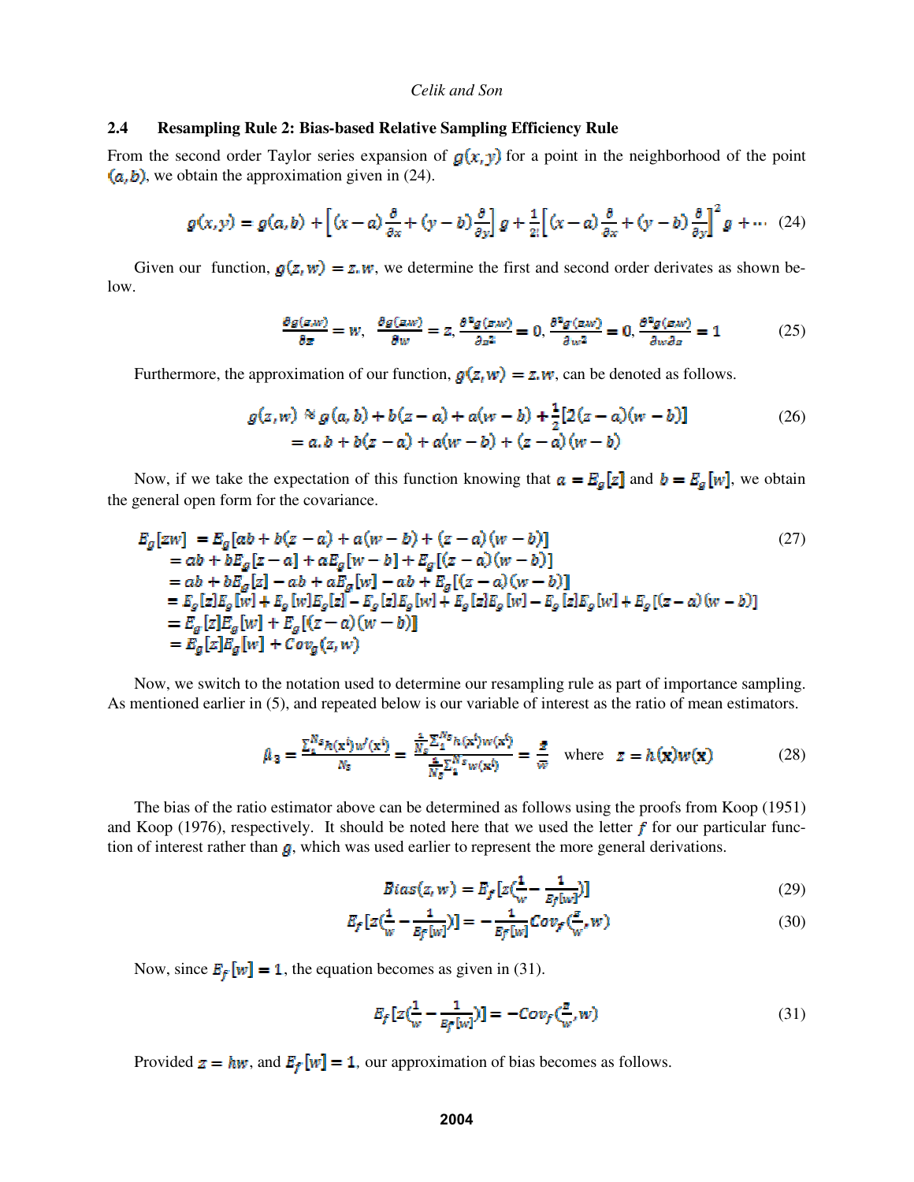### 2.4 Resampling Rule 2: Bias-based Relative Sampling Efficiency Rule

From the second order Taylor series expansion of $g(x,y)$ for a point in the neighborhood of the point $(a,b)$, we obtain the approximation given in (24).

$$g(x,y) = g(a,b) + \left[(x-a)\frac{\partial}{\partial x} + (y-b)\frac{\partial}{\partial y}\right]g + \frac{1}{2!}\left[(x-a)\frac{\partial}{\partial x} + (y-b)\frac{\partial}{\partial y}\right]^2 g + \cdots \quad (24)$$

Given our function, $g(z,w) = z.w$, we determine the first and second order derivates as shown below.

$$\frac{\partial g(z,w)}{\partial z} = w, \quad \frac{\partial g(z,w)}{\partial w} = z, \frac{\partial^2 g(z,w)}{\partial z^2} = 0, \frac{\partial^2 g(z,w)}{\partial w^2} = 0, \frac{\partial^2 g(z,w)}{\partial w \partial z} = 1 \quad (25)$$

Furthermore, the approximation of our function, $g(z,w) = z.w$, can be denoted as follows.

$$\begin{aligned} g(z,w) &\approx g(a,b) + b(z-a) + a(w-b) + \frac{1}{2}[2(z-a)(w-b)] \\ &= a.b + b(z-a) + a(w-b) + (z-a)(w-b) \end{aligned} \quad (26)$$

Now, if we take the expectation of this function knowing that $a = E_g[z]$ and $b = E_g[w]$, we obtain the general open form for the covariance.

$$\begin{aligned} E_g[zw] &= E_g[ab + b(z-a) + a(w-b) + (z-a)(w-b)] \\ &= ab + bE_g[z-a] + aE_g[w-b] + E_g[(z-a)(w-b)] \\ &= ab + bE_g[z] - ab + aE_g[w] - ab + E_g[(z-a)(w-b)] \\ &= E_g[z]E_g[w] + E_g[w]E_g[z] - E_g[z]E_g[w] + E_g[z]E_g[w] - E_g[z]E_g[w] + E_g[(z-a)(w-b)] \\ &= E_g[z]E_g[w] + E_g[(z-a)(w-b)] \\ &= E_g[z]E_g[w] + Cov_g(z,w) \end{aligned} \quad (27)$$

Now, we switch to the notation used to determine our resampling rule as part of importance sampling. As mentioned earlier in (5), and repeated below is our variable of interest as the ratio of mean estimators.

$$\hat{\mu}_3 = \frac{\sum_1^{N_S} h(\mathbf{x}^i) w'(\mathbf{x}^i)}{N_S} = \frac{\frac{1}{N_S}\sum_1^{N_S} h(\mathbf{x}^i) w(\mathbf{x}^i)}{\frac{1}{N_S}\sum_1^{N_S} w(\mathbf{x}^i)} = \frac{\bar{z}}{\bar{w}} \quad \text{where} \quad z = h(\mathbf{x})w(\mathbf{x}) \quad (28)$$

The bias of the ratio estimator above can be determined as follows using the proofs from Koop (1951) and Koop (1976), respectively. It should be noted here that we used the letter $f$ for our particular function of interest rather than $g$, which was used earlier to represent the more general derivations.

$$Bias(z,w) = E_f[z(\frac{1}{w} - \frac{1}{E_f[w]})] \quad (29)$$

$$E_f[z(\frac{1}{w} - \frac{1}{E_f[w]})] = -\frac{1}{E_f[w]} Cov_f(\frac{z}{w}, w) \quad (30)$$

Now, since $E_f[w] = 1$, the equation becomes as given in (31).

$$E_f[z(\frac{1}{w} - \frac{1}{E_f[w]})] = -Cov_f(\frac{z}{w}, w) \quad (31)$$

Provided $z = hw$, and $E_f[w] = 1$, our approximation of bias becomes as follows.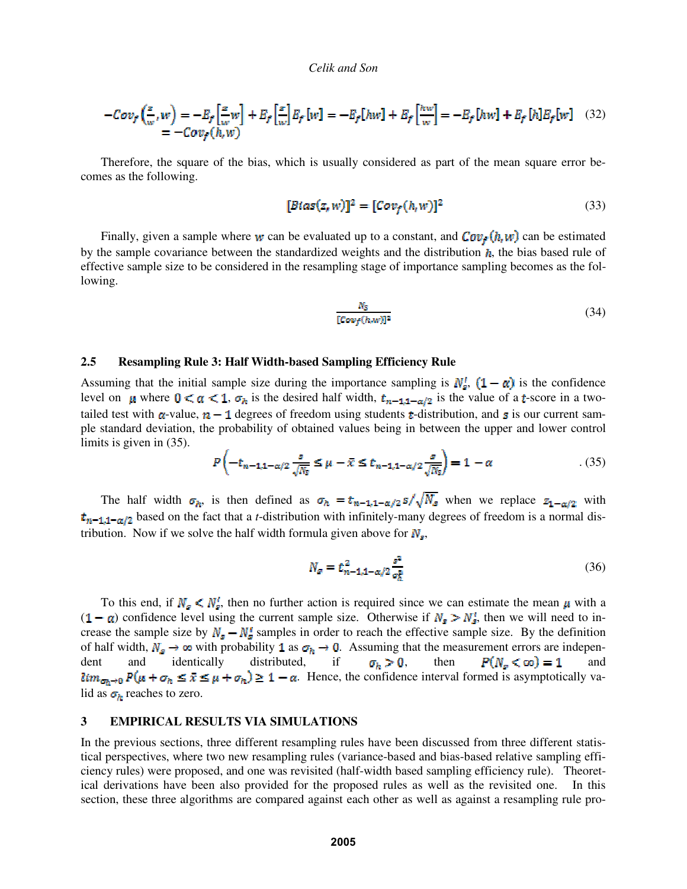$$-Cov_f\left(\frac{z}{w}, w\right) = -E_f\left[\frac{z}{w}w\right] + E_f\left[\frac{z}{w}\right]E_f[w] = -E_f[hw] + E_f\left[\frac{hw}{w}\right] = -E_f[hw] + E_f[h]E_f[w] \quad (32)$$
$$= -Cov_f(h, w)$$

Therefore, the square of the bias, which is usually considered as part of the mean square error becomes as the following.

$$[Bias(z, w)]^2 = [Cov_f(h, w)]^2 \quad (33)$$

Finally, given a sample where $w$ can be evaluated up to a constant, and $Cov_f(h, w)$ can be estimated by the sample covariance between the standardized weights and the distribution $h$, the bias based rule of effective sample size to be considered in the resampling stage of importance sampling becomes as the following.

$$\frac{N_S}{[Cov_f(h,w)]^2} \quad (34)$$

### 2.5 Resampling Rule 3: Half Width-based Sampling Efficiency Rule

Assuming that the initial sample size during the importance sampling is $N_s^I$, $(1-\alpha)$ is the confidence level on $\mu$ where $0 < \alpha < 1$, $\sigma_h$ is the desired half width, $t_{n-1,1-\alpha/2}$ is the value of a $t$-score in a two-tailed test with $\alpha$-value, $n-1$ degrees of freedom using students $t$-distribution, and $s$ is our current sample standard deviation, the probability of obtained values being in between the upper and lower control limits is given in (35).

$$P\left(-t_{n-1,1-\alpha/2}\frac{s}{\sqrt{N_s}} \le \mu - \bar{x} \le t_{n-1,1-\alpha/2}\frac{s}{\sqrt{N_s}}\right) = 1 - \alpha \quad . (35)$$

The half width $\sigma_h$, is then defined as $\sigma_h = t_{n-1,1-\alpha/2}s/\sqrt{N_s}$ when we replace $z_{1-\alpha/2}$ with $t_{n-1,1-\alpha/2}$ based on the fact that a $t$-distribution with infinitely-many degrees of freedom is a normal distribution. Now if we solve the half width formula given above for $N_s$,

$$N_s = t_{n-1,1-\alpha/2}^2\frac{s^2}{\sigma_h^2} \quad (36)$$

To this end, if $N_s < N_s^I$, then no further action is required since we can estimate the mean $\mu$ with a $(1-\alpha)$ confidence level using the current sample size. Otherwise if $N_s > N_s^I$, then we will need to increase the sample size by $N_s - N_s^I$ samples in order to reach the effective sample size. By the definition of half width, $N_s \to \infty$ with probability $1$ as $\sigma_h \to 0$. Assuming that the measurement errors are independent and identically distributed, if $\sigma_h > 0$, then $P(N_s < \infty) = 1$ and $\lim_{\sigma_h \to 0} P(\mu + \sigma_h \le \bar{x} \le \mu + \sigma_h) \ge 1 - \alpha$. Hence, the confidence interval formed is asymptotically valid as $\sigma_h$ reaches to zero.

## 3 EMPIRICAL RESULTS VIA SIMULATIONS

In the previous sections, three different resampling rules have been discussed from three different statistical perspectives, where two new resampling rules (variance-based and bias-based relative sampling efficiency rules) were proposed, and one was revisited (half-width based sampling efficiency rule). Theoretical derivations have been also provided for the proposed rules as well as the revisited one. In this section, these three algorithms are compared against each other as well as against a resampling rule pro-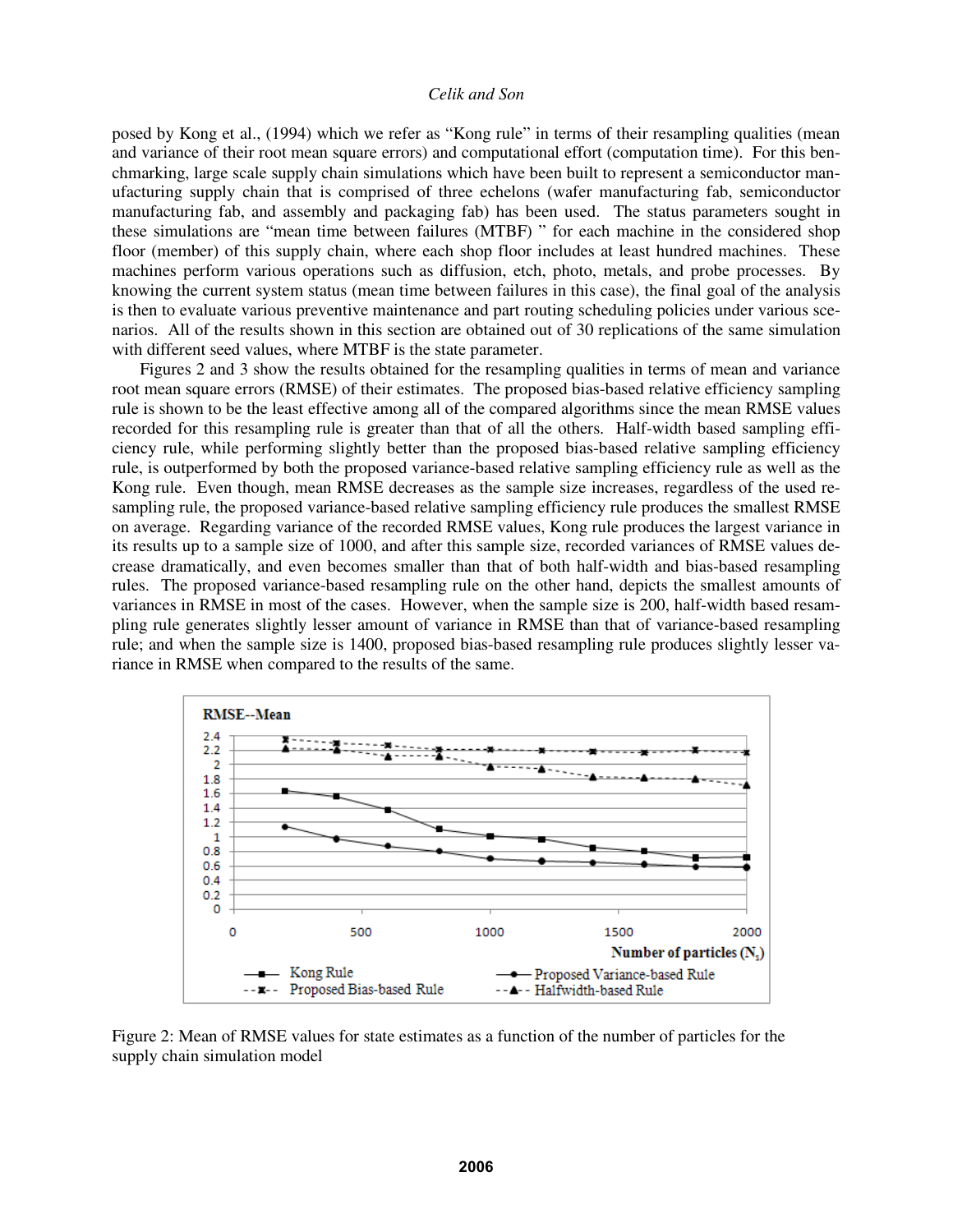posed by Kong et al., (1994) which we refer as "Kong rule" in terms of their resampling qualities (mean and variance of their root mean square errors) and computational effort (computation time). For this benchmarking, large scale supply chain simulations which have been built to represent a semiconductor manufacturing supply chain that is comprised of three echelons (wafer manufacturing fab, semiconductor manufacturing fab, and assembly and packaging fab) has been used. The status parameters sought in these simulations are "mean time between failures (MTBF) " for each machine in the considered shop floor (member) of this supply chain, where each shop floor includes at least hundred machines. These machines perform various operations such as diffusion, etch, photo, metals, and probe processes. By knowing the current system status (mean time between failures in this case), the final goal of the analysis is then to evaluate various preventive maintenance and part routing scheduling policies under various scenarios. All of the results shown in this section are obtained out of 30 replications of the same simulation with different seed values, where MTBF is the state parameter.

Figures 2 and 3 show the results obtained for the resampling qualities in terms of mean and variance root mean square errors (RMSE) of their estimates. The proposed bias-based relative efficiency sampling rule is shown to be the least effective among all of the compared algorithms since the mean RMSE values recorded for this resampling rule is greater than that of all the others. Half-width based sampling efficiency rule, while performing slightly better than the proposed bias-based relative sampling efficiency rule, is outperformed by both the proposed variance-based relative sampling efficiency rule as well as the Kong rule. Even though, mean RMSE decreases as the sample size increases, regardless of the used resampling rule, the proposed variance-based relative sampling efficiency rule produces the smallest RMSE on average. Regarding variance of the recorded RMSE values, Kong rule produces the largest variance in its results up to a sample size of 1000, and after this sample size, recorded variances of RMSE values decrease dramatically, and even becomes smaller than that of both half-width and bias-based resampling rules. The proposed variance-based resampling rule on the other hand, depicts the smallest amounts of variances in RMSE in most of the cases. However, when the sample size is 200, half-width based resampling rule generates slightly lesser amount of variance in RMSE than that of variance-based resampling rule; and when the sample size is 1400, proposed bias-based resampling rule produces slightly lesser variance in RMSE when compared to the results of the same.

RMSE--Mean

2.4
2.2
2
1.8
1.6
1.4
1.2
1
0.8
0.6
0.4
0.2
0

0 500 1000 1500 2000

Number of particles ($N_s$)

Kong Rule
Proposed Variance-based Rule
Proposed Bias-based Rule
Halfwidth-based Rule

Figure 2: Mean of RMSE values for state estimates as a function of the number of particles for the supply chain simulation model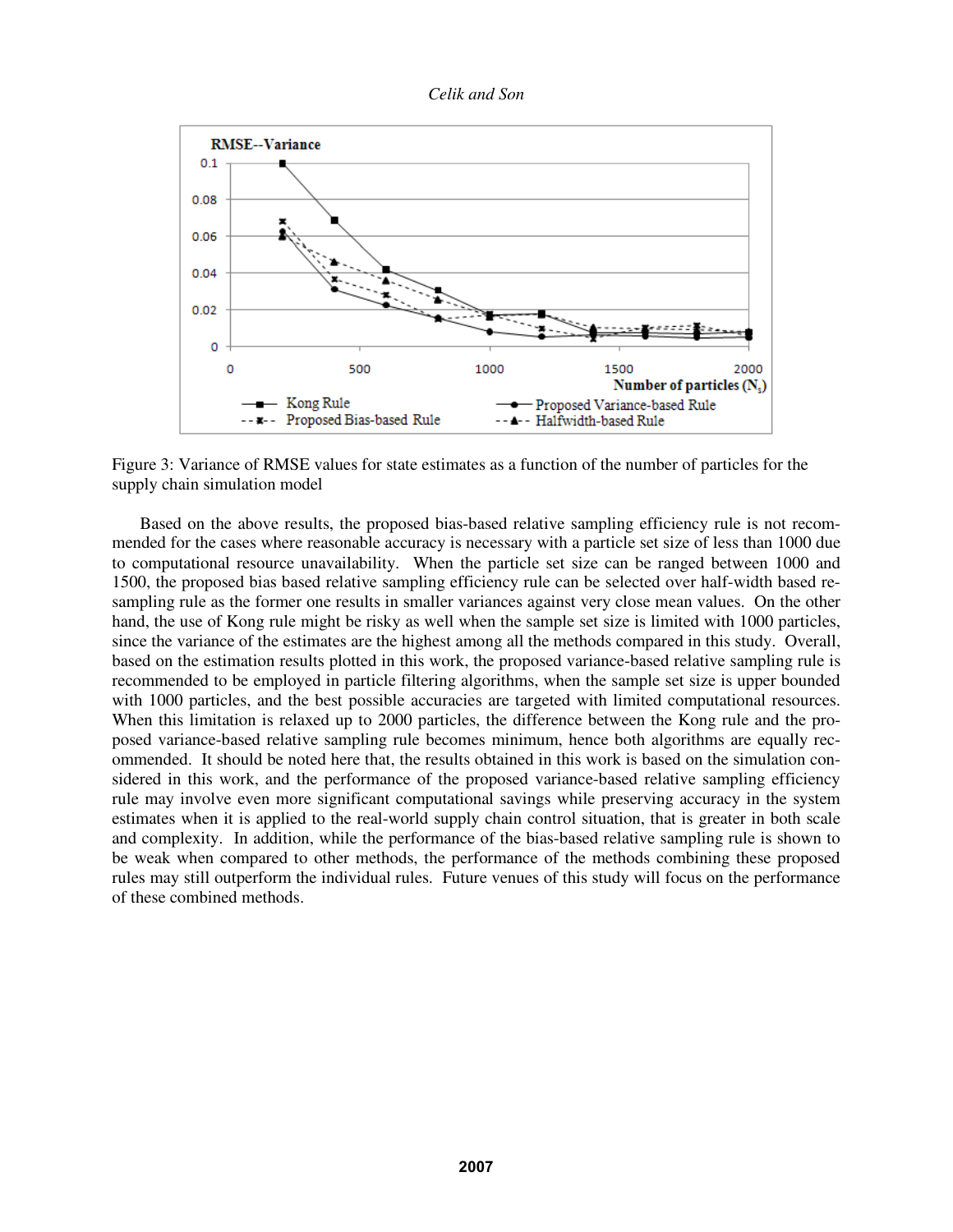Figure 3: Variance of RMSE values for state estimates as a function of the number of particles for the supply chain simulation model

Based on the above results, the proposed bias-based relative sampling efficiency rule is not recommended for the cases where reasonable accuracy is necessary with a particle set size of less than 1000 due to computational resource unavailability. When the particle set size can be ranged between 1000 and 1500, the proposed bias based relative sampling efficiency rule can be selected over half-width based resampling rule as the former one results in smaller variances against very close mean values. On the other hand, the use of Kong rule might be risky as well when the sample set size is limited with 1000 particles, since the variance of the estimates are the highest among all the methods compared in this study. Overall, based on the estimation results plotted in this work, the proposed variance-based relative sampling rule is recommended to be employed in particle filtering algorithms, when the sample set size is upper bounded with 1000 particles, and the best possible accuracies are targeted with limited computational resources. When this limitation is relaxed up to 2000 particles, the difference between the Kong rule and the proposed variance-based relative sampling rule becomes minimum, hence both algorithms are equally recommended. It should be noted here that, the results obtained in this work is based on the simulation considered in this work, and the performance of the proposed variance-based relative sampling efficiency rule may involve even more significant computational savings while preserving accuracy in the system estimates when it is applied to the real-world supply chain control situation, that is greater in both scale and complexity. In addition, while the performance of the bias-based relative sampling rule is shown to be weak when compared to other methods, the performance of the methods combining these proposed rules may still outperform the individual rules. Future venues of this study will focus on the performance of these combined methods.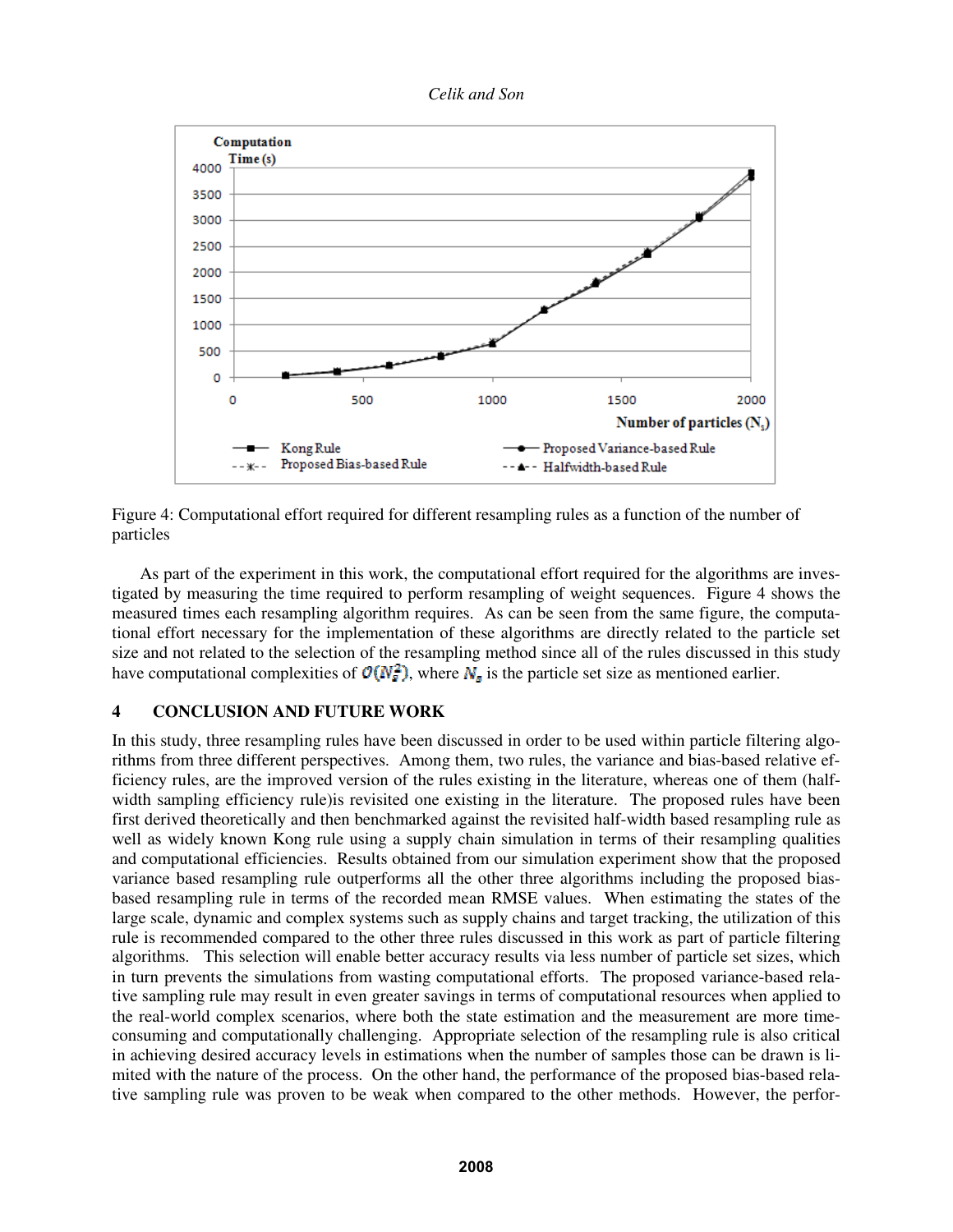Figure 4: Computational effort required for different resampling rules as a function of the number of particles

As part of the experiment in this work, the computational effort required for the algorithms are investigated by measuring the time required to perform resampling of weight sequences. Figure 4 shows the measured times each resampling algorithm requires. As can be seen from the same figure, the computational effort necessary for the implementation of these algorithms are directly related to the particle set size and not related to the selection of the resampling method since all of the rules discussed in this study have computational complexities of $O(N_s^2)$, where $N_s$ is the particle set size as mentioned earlier.

## 4 CONCLUSION AND FUTURE WORK

In this study, three resampling rules have been discussed in order to be used within particle filtering algorithms from three different perspectives. Among them, two rules, the variance and bias-based relative efficiency rules, are the improved version of the rules existing in the literature, whereas one of them (halfwidth sampling efficiency rule)is revisited one existing in the literature. The proposed rules have been first derived theoretically and then benchmarked against the revisited half-width based resampling rule as well as widely known Kong rule using a supply chain simulation in terms of their resampling qualities and computational efficiencies. Results obtained from our simulation experiment show that the proposed variance based resampling rule outperforms all the other three algorithms including the proposed bias-based resampling rule in terms of the recorded mean RMSE values. When estimating the states of the large scale, dynamic and complex systems such as supply chains and target tracking, the utilization of this rule is recommended compared to the other three rules discussed in this work as part of particle filtering algorithms. This selection will enable better accuracy results via less number of particle set sizes, which in turn prevents the simulations from wasting computational efforts. The proposed variance-based relative sampling rule may result in even greater savings in terms of computational resources when applied to the real-world complex scenarios, where both the state estimation and the measurement are more time-consuming and computationally challenging. Appropriate selection of the resampling rule is also critical in achieving desired accuracy levels in estimations when the number of samples those can be drawn is limited with the nature of the process. On the other hand, the performance of the proposed bias-based relative sampling rule was proven to be weak when compared to the other methods. However, the perfor-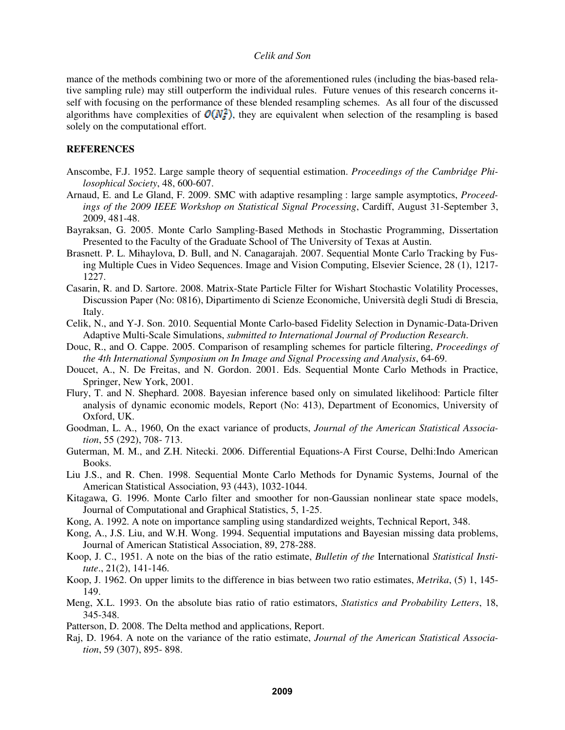mance of the methods combining two or more of the aforementioned rules (including the bias-based relative sampling rule) may still outperform the individual rules. Future venues of this research concerns itself with focusing on the performance of these blended resampling schemes. As all four of the discussed algorithms have complexities of $O(N_s^2)$, they are equivalent when selection of the resampling is based solely on the computational effort.

## REFERENCES

Anscombe, F.J. 1952. Large sample theory of sequential estimation. *Proceedings of the Cambridge Philosophical Society*, 48, 600-607.

Arnaud, E. and Le Gland, F. 2009. SMC with adaptive resampling : large sample asymptotics, *Proceedings of the 2009 IEEE Workshop on Statistical Signal Processing*, Cardiff, August 31-September 3, 2009, 481-48.

Bayraksan, G. 2005. Monte Carlo Sampling-Based Methods in Stochastic Programming, Dissertation Presented to the Faculty of the Graduate School of The University of Texas at Austin.

Brasnett. P. L. Mihaylova, D. Bull, and N. Canagarajah. 2007. Sequential Monte Carlo Tracking by Fusing Multiple Cues in Video Sequences. Image and Vision Computing, Elsevier Science, 28 (1), 1217-1227.

Casarin, R. and D. Sartore. 2008. Matrix-State Particle Filter for Wishart Stochastic Volatility Processes, Discussion Paper (No: 0816), Dipartimento di Scienze Economiche, Università degli Studi di Brescia, Italy.

Celik, N., and Y-J. Son. 2010. Sequential Monte Carlo-based Fidelity Selection in Dynamic-Data-Driven Adaptive Multi-Scale Simulations, *submitted to International Journal of Production Research*.

Douc, R., and O. Cappe. 2005. Comparison of resampling schemes for particle filtering, *Proceedings of the 4th International Symposium on In Image and Signal Processing and Analysis*, 64-69.

Doucet, A., N. De Freitas, and N. Gordon. 2001. Eds. Sequential Monte Carlo Methods in Practice, Springer, New York, 2001.

Flury, T. and N. Shephard. 2008. Bayesian inference based only on simulated likelihood: Particle filter analysis of dynamic economic models, Report (No: 413), Department of Economics, University of Oxford, UK.

Goodman, L. A., 1960, On the exact variance of products, *Journal of the American Statistical Association*, 55 (292), 708- 713.

Guterman, M. M., and Z.H. Nitecki. 2006. Differential Equations-A First Course, Delhi:Indo American Books.

Liu J.S., and R. Chen. 1998. Sequential Monte Carlo Methods for Dynamic Systems, Journal of the American Statistical Association, 93 (443), 1032-1044.

Kitagawa, G. 1996. Monte Carlo filter and smoother for non-Gaussian nonlinear state space models, Journal of Computational and Graphical Statistics, 5, 1-25.

Kong, A. 1992. A note on importance sampling using standardized weights, Technical Report, 348.

Kong, A., J.S. Liu, and W.H. Wong. 1994. Sequential imputations and Bayesian missing data problems, Journal of American Statistical Association, 89, 278-288.

Koop, J. C., 1951. A note on the bias of the ratio estimate, *Bulletin of the* International *Statistical Institute*., 21(2), 141-146.

Koop, J. 1962. On upper limits to the difference in bias between two ratio estimates, *Metrika*, (5) 1, 145-149.

Meng, X.L. 1993. On the absolute bias ratio of ratio estimators, *Statistics and Probability Letters*, 18, 345-348.

Patterson, D. 2008. The Delta method and applications, Report.

Raj, D. 1964. A note on the variance of the ratio estimate, *Journal of the American Statistical Association*, 59 (307), 895- 898.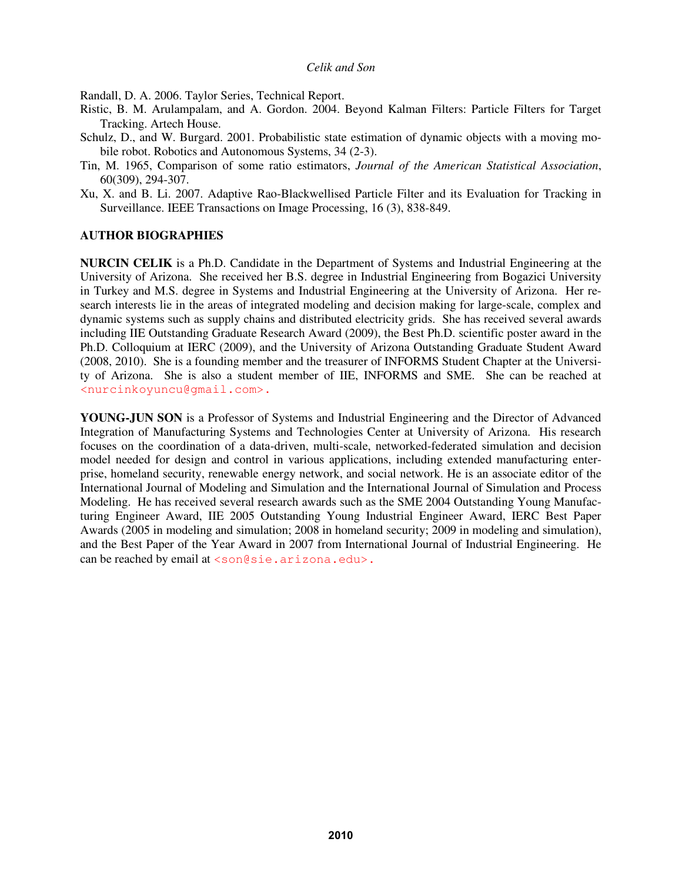Randall, D. A. 2006. Taylor Series, Technical Report.

Ristic, B. M. Arulampalam, and A. Gordon. 2004. Beyond Kalman Filters: Particle Filters for Target Tracking. Artech House.

Schulz, D., and W. Burgard. 2001. Probabilistic state estimation of dynamic objects with a moving mobile robot. Robotics and Autonomous Systems, 34 (2-3).

Tin, M. 1965, Comparison of some ratio estimators, *Journal of the American Statistical Association*, 60(309), 294-307.

Xu, X. and B. Li. 2007. Adaptive Rao-Blackwellised Particle Filter and its Evaluation for Tracking in Surveillance. IEEE Transactions on Image Processing, 16 (3), 838-849.

## AUTHOR BIOGRAPHIES

**NURCIN CELIK** is a Ph.D. Candidate in the Department of Systems and Industrial Engineering at the University of Arizona. She received her B.S. degree in Industrial Engineering from Bogazici University in Turkey and M.S. degree in Systems and Industrial Engineering at the University of Arizona. Her research interests lie in the areas of integrated modeling and decision making for large-scale, complex and dynamic systems such as supply chains and distributed electricity grids. She has received several awards including IIE Outstanding Graduate Research Award (2009), the Best Ph.D. scientific poster award in the Ph.D. Colloquium at IERC (2009), and the University of Arizona Outstanding Graduate Student Award (2008, 2010). She is a founding member and the treasurer of INFORMS Student Chapter at the University of Arizona. She is also a student member of IIE, INFORMS and SME. She can be reached at <nurcinkoyuncu@gmail.com>.

**YOUNG-JUN SON** is a Professor of Systems and Industrial Engineering and the Director of Advanced Integration of Manufacturing Systems and Technologies Center at University of Arizona. His research focuses on the coordination of a data-driven, multi-scale, networked-federated simulation and decision model needed for design and control in various applications, including extended manufacturing enterprise, homeland security, renewable energy network, and social network. He is an associate editor of the International Journal of Modeling and Simulation and the International Journal of Simulation and Process Modeling. He has received several research awards such as the SME 2004 Outstanding Young Manufacturing Engineer Award, IIE 2005 Outstanding Young Industrial Engineer Award, IERC Best Paper Awards (2005 in modeling and simulation; 2008 in homeland security; 2009 in modeling and simulation), and the Best Paper of the Year Award in 2007 from International Journal of Industrial Engineering. He can be reached by email at <son@sie.arizona.edu>.